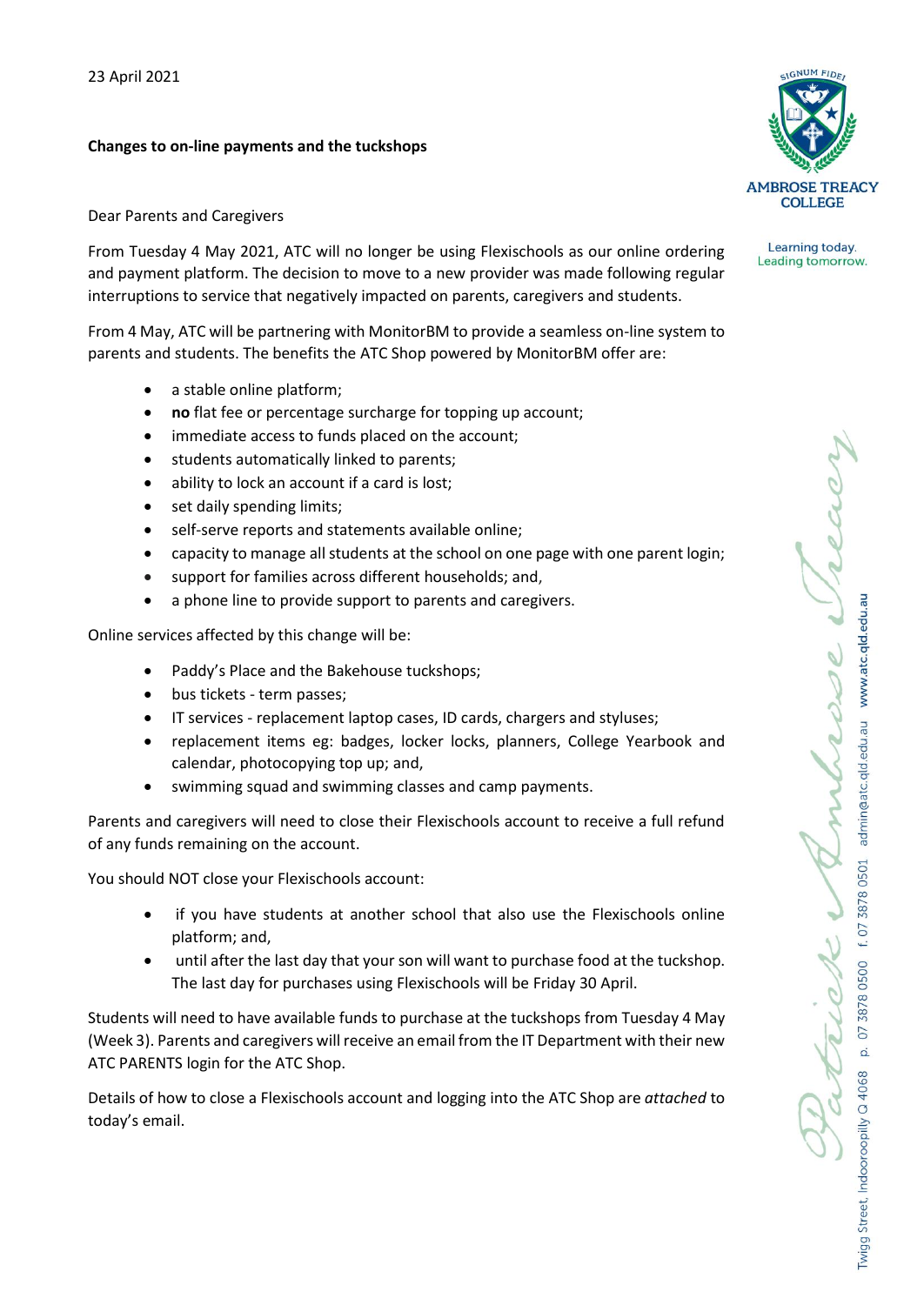23 April 2021

**Changes to on-line payments and the tuckshops**

Dear Parents and Caregivers

From Tuesday 4 May 2021, ATC will no longer be using Flexischools as our online ordering and payment platform. The decision to move to a new provider was made following regular interruptions to service that negatively impacted on parents, caregivers and students.

From 4 May, ATC will be partnering with MonitorBM to provide a seamless on-line system to parents and students. The benefits the ATC Shop powered by MonitorBM offer are:

- a stable online platform;
- **no** flat fee or percentage surcharge for topping up account;
- immediate access to funds placed on the account;
- students automatically linked to parents;
- ability to lock an account if a card is lost;
- set daily spending limits;
- self-serve reports and statements available online;
- capacity to manage all students at the school on one page with one parent login;
- support for families across different households; and,
- a phone line to provide support to parents and caregivers.

Online services affected by this change will be:

- Paddy's Place and the Bakehouse tuckshops;
- bus tickets - term passes;
- IT services - replacement laptop cases, ID cards, chargers and styluses;
- replacement items eg: badges, locker locks, planners, College Yearbook and calendar, photocopying top up; and,
- swimming squad and swimming classes and camp payments.

Parents and caregivers will need to close their Flexischools account to receive a full refund of any funds remaining on the account.

You should NOT close your Flexischools account:

- if you have students at another school that also use the Flexischools online platform; and,
- until after the last day that your son will want to purchase food at the tuckshop. The last day for purchases using Flexischools will be Friday 30 April.

Students will need to have available funds to purchase at the tuckshops from Tuesday 4 May (Week 3). Parents and caregivers will receive an email from the IT Department with their new ATC PARENTS login for the ATC Shop.

Details of how to close a Flexischools account and logging into the ATC Shop are *attached* to today's email.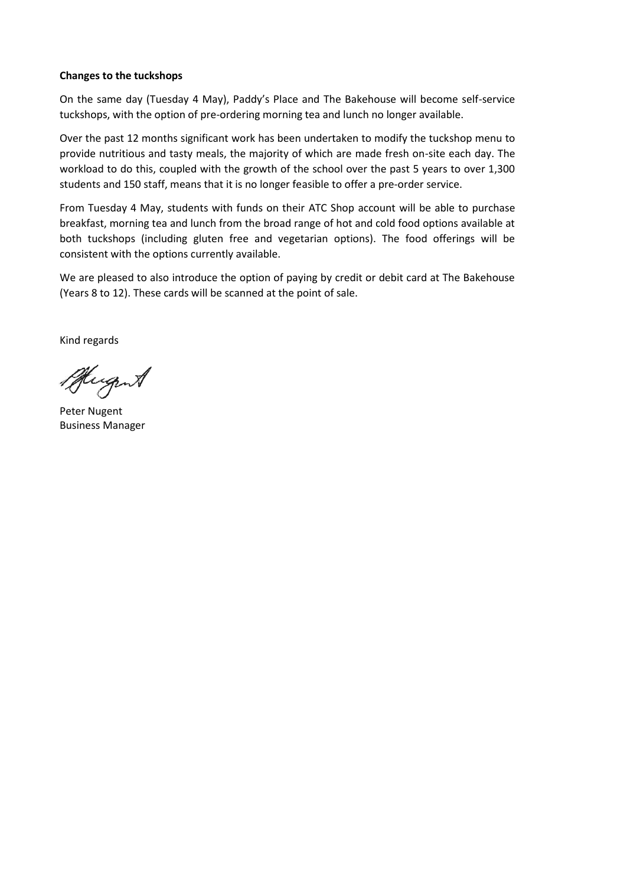**Changes to the tuckshops**

On the same day (Tuesday 4 May), Paddy's Place and The Bakehouse will become self-service tuckshops, with the option of pre-ordering morning tea and lunch no longer available.

Over the past 12 months significant work has been undertaken to modify the tuckshop menu to provide nutritious and tasty meals, the majority of which are made fresh on-site each day. The workload to do this, coupled with the growth of the school over the past 5 years to over 1,300 students and 150 staff, means that it is no longer feasible to offer a pre-order service.

From Tuesday 4 May, students with funds on their ATC Shop account will be able to purchase breakfast, morning tea and lunch from the broad range of hot and cold food options available at both tuckshops (including gluten free and vegetarian options). The food offerings will be consistent with the options currently available.

We are pleased to also introduce the option of paying by credit or debit card at The Bakehouse (Years 8 to 12). These cards will be scanned at the point of sale.

Kind regards

Peter Nugent
Business Manager